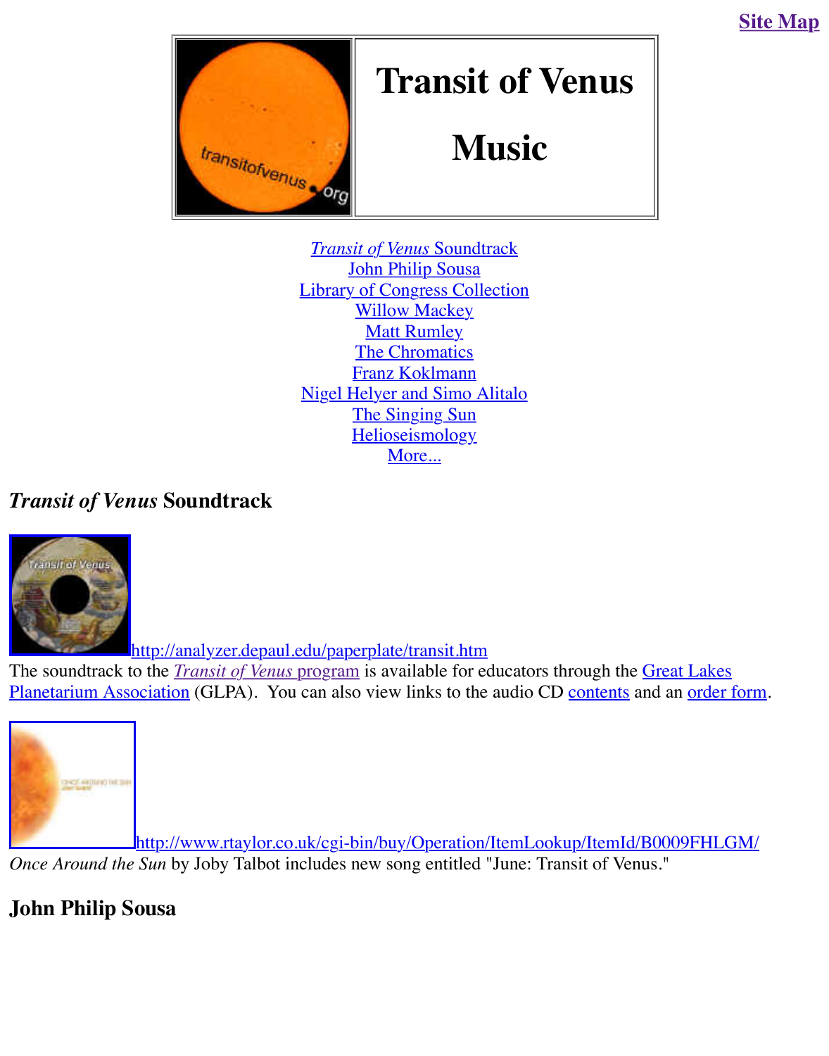Site Map

# Transit of Venus Music

*Transit of Venus* Soundtrack
John Philip Sousa
Library of Congress Collection
Willow Mackey
Matt Rumley
The Chromatics
Franz Koklmann
Nigel Helyer and Simo Alitalo
The Singing Sun
Helioseismology
More...

## *Transit of Venus* Soundtrack

http://analyzer.depaul.edu/paperplate/transit.htm
The soundtrack to the *Transit of Venus* program is available for educators through the Great Lakes Planetarium Association (GLPA). You can also view links to the audio CD contents and an order form.

http://www.rtaylor.co.uk/cgi-bin/buy/Operation/ItemLookup/ItemId/B0009FHLGM/
*Once Around the Sun* by Joby Talbot includes new song entitled "June: Transit of Venus."

## John Philip Sousa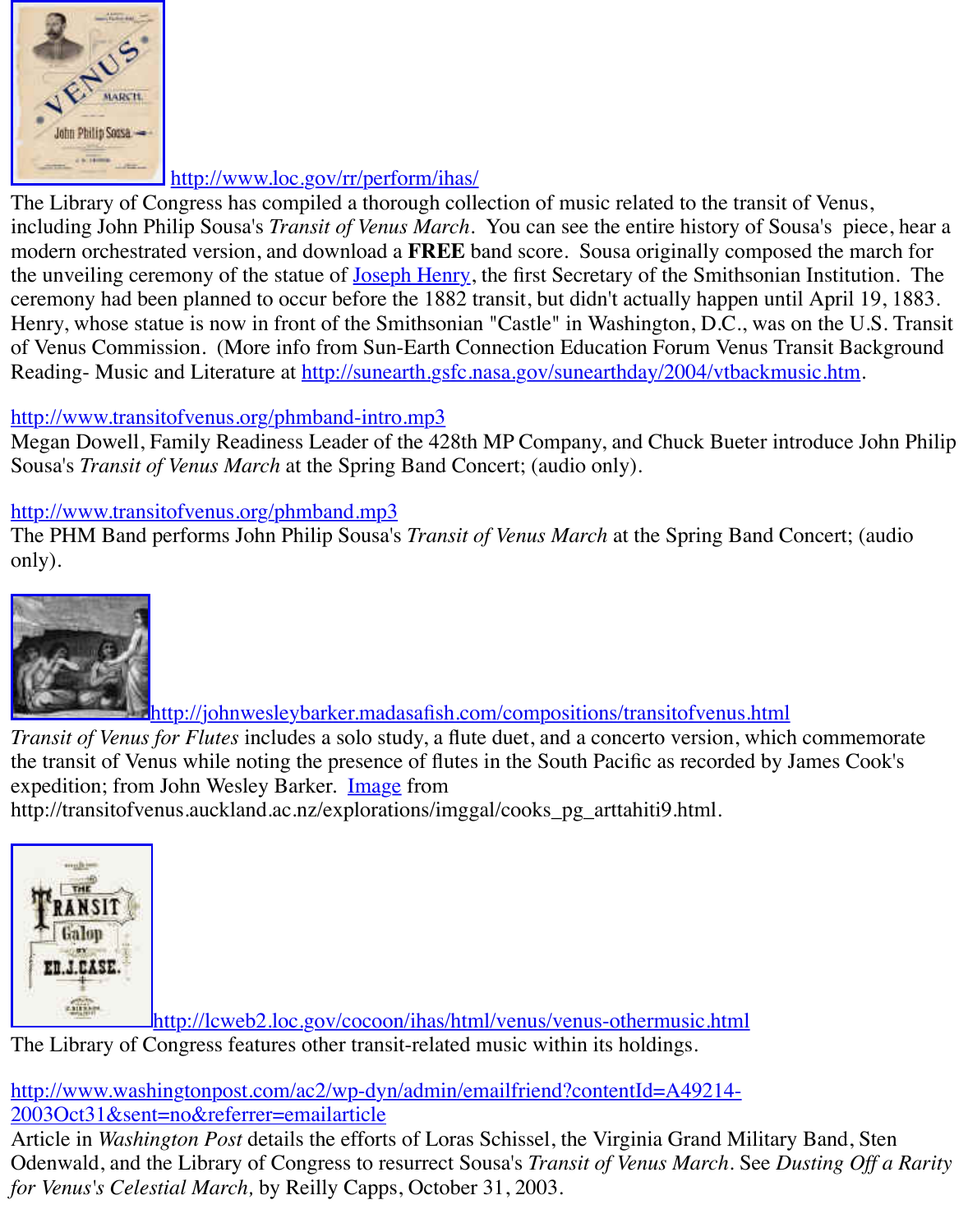http://www.loc.gov/rr/perform/ihas/

The Library of Congress has compiled a thorough collection of music related to the transit of Venus, including John Philip Sousa's *Transit of Venus March*. You can see the entire history of Sousa's piece, hear a modern orchestrated version, and download a **FREE** band score. Sousa originally composed the march for the unveiling ceremony of the statue of Joseph Henry, the first Secretary of the Smithsonian Institution. The ceremony had been planned to occur before the 1882 transit, but didn't actually happen until April 19, 1883. Henry, whose statue is now in front of the Smithsonian "Castle" in Washington, D.C., was on the U.S. Transit of Venus Commission. (More info from Sun-Earth Connection Education Forum Venus Transit Background Reading- Music and Literature at http://sunearth.gsfc.nasa.gov/sunearthday/2004/vtbackmusic.htm.

http://www.transitofvenus.org/phmband-intro.mp3

Megan Dowell, Family Readiness Leader of the 428th MP Company, and Chuck Bueter introduce John Philip Sousa's *Transit of Venus March* at the Spring Band Concert; (audio only).

http://www.transitofvenus.org/phmband.mp3

The PHM Band performs John Philip Sousa's *Transit of Venus March* at the Spring Band Concert; (audio only).

http://johnwesleybarker.madasafish.com/compositions/transitofvenus.html

*Transit of Venus for Flutes* includes a solo study, a flute duet, and a concerto version, which commemorate the transit of Venus while noting the presence of flutes in the South Pacific as recorded by James Cook's expedition; from John Wesley Barker. Image from http://transitofvenus.auckland.ac.nz/explorations/imggal/cooks_pg_arttahiti9.html.

http://lcweb2.loc.gov/cocoon/ihas/html/venus/venus-othermusic.html

The Library of Congress features other transit-related music within its holdings.

http://www.washingtonpost.com/ac2/wp-dyn/admin/emailfriend?contentId=A49214-2003Oct31&sent=no&referrer=emailarticle

Article in *Washington Post* details the efforts of Loras Schissel, the Virginia Grand Military Band, Sten Odenwald, and the Library of Congress to resurrect Sousa's *Transit of Venus March*. See *Dusting Off a Rarity for Venus's Celestial March,* by Reilly Capps, October 31, 2003.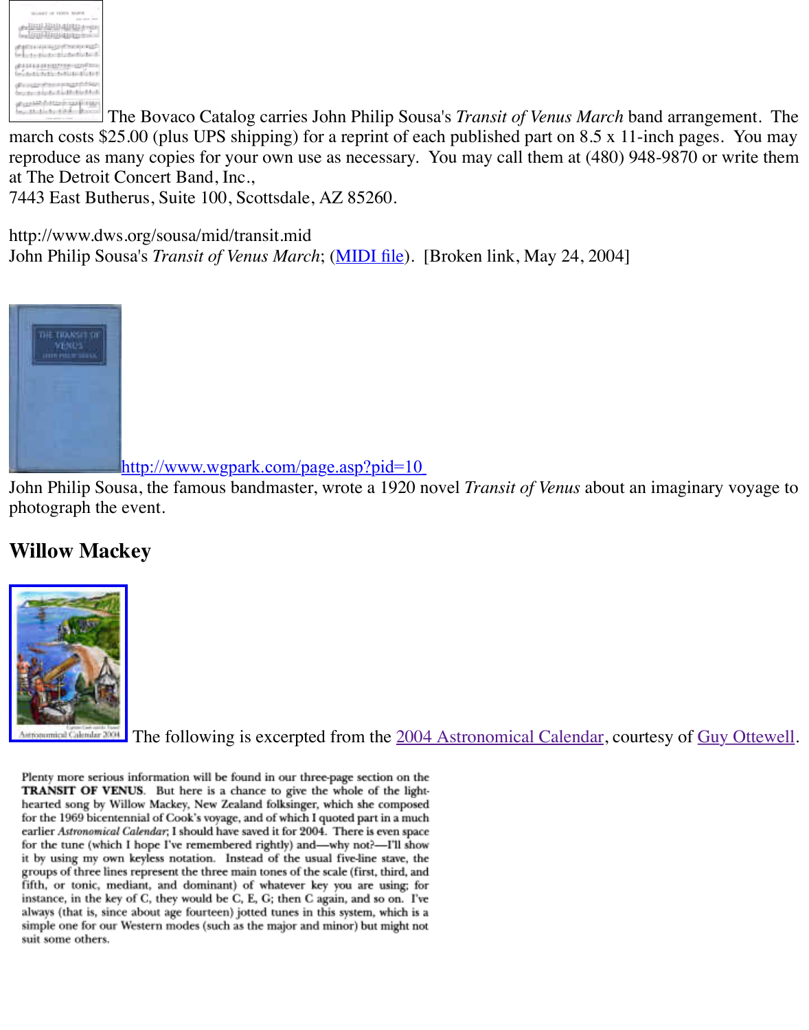The Bovaco Catalog carries John Philip Sousa's *Transit of Venus March* band arrangement. The march costs $25.00 (plus UPS shipping) for a reprint of each published part on 8.5 x 11-inch pages. You may reproduce as many copies for your own use as necessary. You may call them at (480) 948-9870 or write them at The Detroit Concert Band, Inc.,
7443 East Butherus, Suite 100, Scottsdale, AZ 85260.

http://www.dws.org/sousa/mid/transit.mid
John Philip Sousa's *Transit of Venus March*; (MIDI file). [Broken link, May 24, 2004]

http://www.wgpark.com/page.asp?pid=10
John Philip Sousa, the famous bandmaster, wrote a 1920 novel *Transit of Venus* about an imaginary voyage to photograph the event.

## Willow Mackey

The following is excerpted from the 2004 Astronomical Calendar, courtesy of Guy Ottewell.

Plenty more serious information will be found in our three-page section on the **TRANSIT OF VENUS**. But here is a chance to give the whole of the light-hearted song by Willow Mackey, New Zealand folksinger, which she composed for the 1969 bicentennial of Cook's voyage, and of which I quoted part in a much earlier *Astronomical Calendar*; I should have saved it for 2004. There is even space for the tune (which I hope I've remembered rightly) and—why not?—I'll show it by using my own keyless notation. Instead of the usual five-line stave, the groups of three lines represent the three main tones of the scale (first, third, and fifth, or tonic, mediant, and dominant) of whatever key you are using; for instance, in the key of C, they would be C, E, G; then C again, and so on. I've always (that is, since about age fourteen) jotted tunes in this system, which is a simple one for our Western modes (such as the major and minor) but might not suit some others.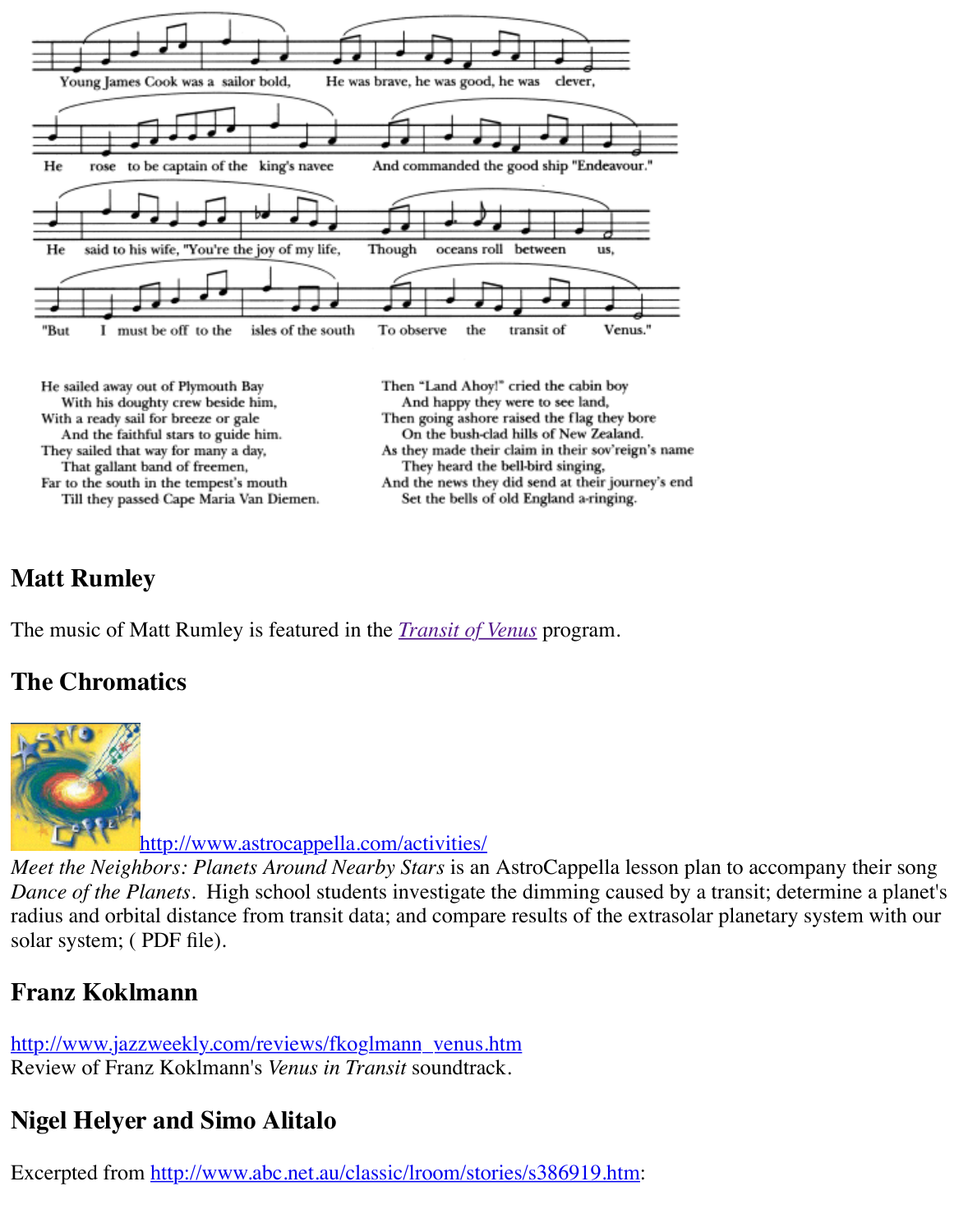Young James Cook was a sailor bold, He was brave, he was good, he was clever,
He rose to be captain of the king's navee And commanded the good ship "Endeavour."
He said to his wife, "You're the joy of my life, Though oceans roll between us,
"But I must be off to the isles of the south To observe the transit of Venus."

He sailed away out of Plymouth Bay
With his doughty crew beside him,
With a ready sail for breeze or gale
And the faithful stars to guide him.
They sailed that way for many a day,
That gallant band of freemen,
Far to the south in the tempest's mouth
Till they passed Cape Maria Van Diemen.

Then "Land Ahoy!" cried the cabin boy
And happy they were to see land,
Then going ashore raised the flag they bore
On the bush-clad hills of New Zealand.
As they made their claim in their sov'reign's name
They heard the bell-bird singing,
And the news they did send at their journey's end
Set the bells of old England a-ringing.

## Matt Rumley

The music of Matt Rumley is featured in the *Transit of Venus* program.

## The Chromatics

http://www.astrocappella.com/activities/
*Meet the Neighbors: Planets Around Nearby Stars* is an AstroCappella lesson plan to accompany their song *Dance of the Planets*. High school students investigate the dimming caused by a transit; determine a planet's radius and orbital distance from transit data; and compare results of the extrasolar planetary system with our solar system; ( PDF file).

## Franz Koklmann

http://www.jazzweekly.com/reviews/fkoglmann_venus.htm
Review of Franz Koklmann's *Venus in Transit* soundtrack.

## Nigel Helyer and Simo Alitalo

Excerpted from http://www.abc.net.au/classic/lroom/stories/s386919.htm: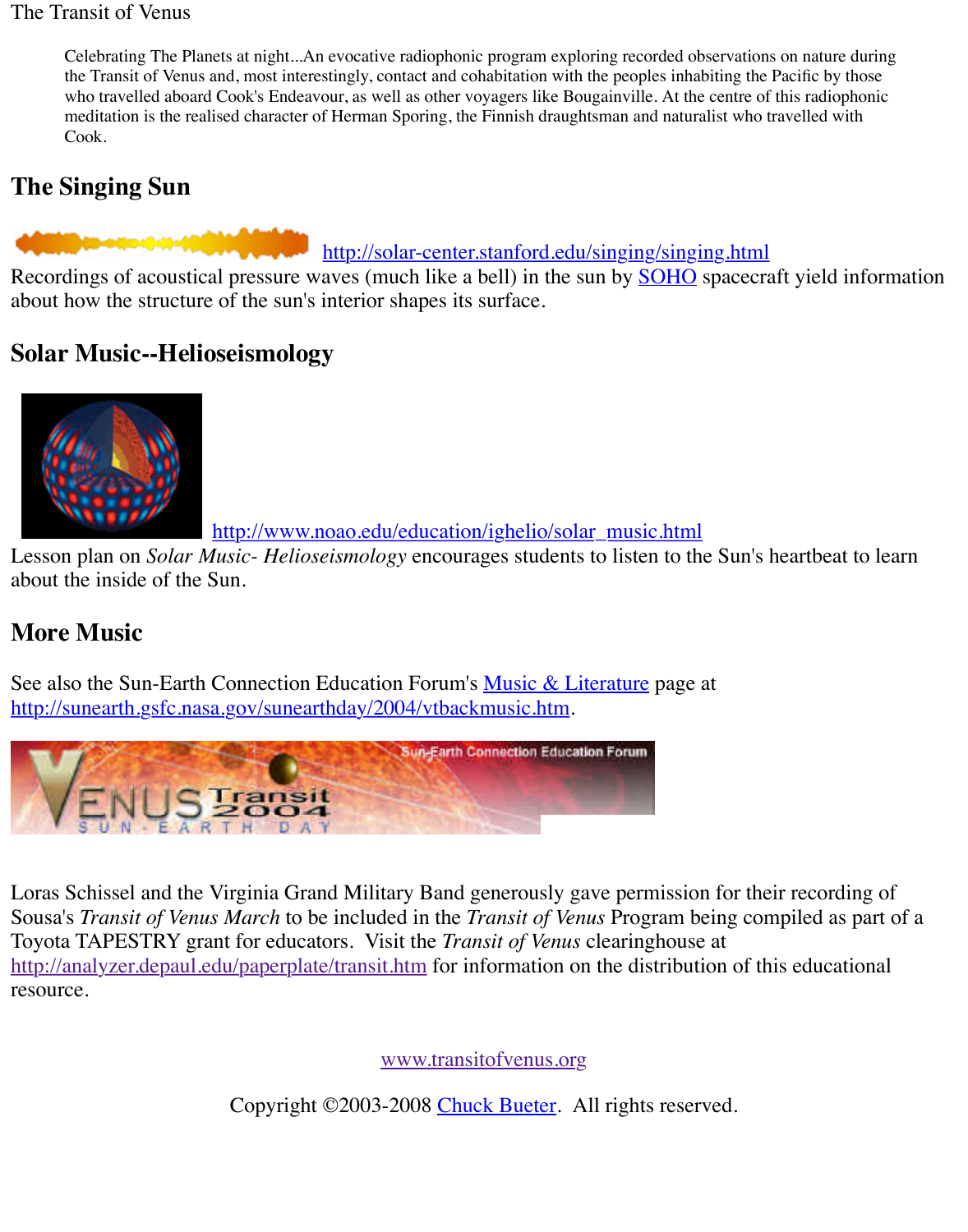The Transit of Venus

> Celebrating The Planets at night...An evocative radiophonic program exploring recorded observations on nature during the Transit of Venus and, most interestingly, contact and cohabitation with the peoples inhabiting the Pacific by those who travelled aboard Cook's Endeavour, as well as other voyagers like Bougainville. At the centre of this radiophonic meditation is the realised character of Herman Sporing, the Finnish draughtsman and naturalist who travelled with Cook.

## The Singing Sun

http://solar-center.stanford.edu/singing/singing.html
Recordings of acoustical pressure waves (much like a bell) in the sun by SOHO spacecraft yield information about how the structure of the sun's interior shapes its surface.

## Solar Music--Helioseismology

http://www.noao.edu/education/ighelio/solar_music.html
Lesson plan on *Solar Music- Helioseismology* encourages students to listen to the Sun's heartbeat to learn about the inside of the Sun.

## More Music

See also the Sun-Earth Connection Education Forum's Music & Literature page at http://sunearth.gsfc.nasa.gov/sunearthday/2004/vtbackmusic.htm.

Loras Schissel and the Virginia Grand Military Band generously gave permission for their recording of Sousa's *Transit of Venus March* to be included in the *Transit of Venus* Program being compiled as part of a Toyota TAPESTRY grant for educators. Visit the *Transit of Venus* clearinghouse at http://analyzer.depaul.edu/paperplate/transit.htm for information on the distribution of this educational resource.

www.transitofvenus.org

Copyright ©2003-2008 Chuck Bueter. All rights reserved.